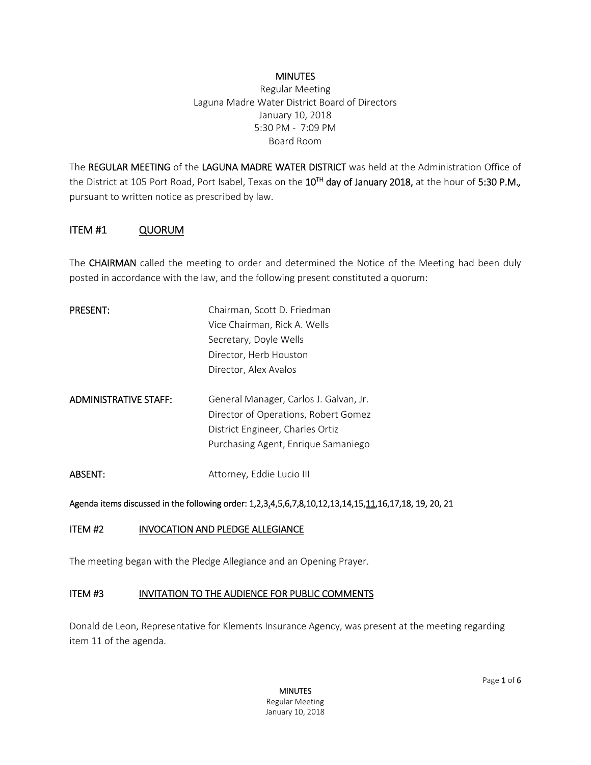**MINUTES**

Regular Meeting
Laguna Madre Water District Board of Directors
January 10, 2018
5:30 PM - 7:09 PM
Board Room

The **REGULAR MEETING** of the **LAGUNA MADRE WATER DISTRICT** was held at the Administration Office of the District at 105 Port Road, Port Isabel, Texas on the **10TH day of January 2018,** at the hour of **5:30 P.M.,** pursuant to written notice as prescribed by law.

## ITEM #1 QUORUM

The **CHAIRMAN** called the meeting to order and determined the Notice of the Meeting had been duly posted in accordance with the law, and the following present constituted a quorum:

**PRESENT:**
Chairman, Scott D. Friedman
Vice Chairman, Rick A. Wells
Secretary, Doyle Wells
Director, Herb Houston
Director, Alex Avalos

**ADMINISTRATIVE STAFF:**
General Manager, Carlos J. Galvan, Jr.
Director of Operations, Robert Gomez
District Engineer, Charles Ortiz
Purchasing Agent, Enrique Samaniego

**ABSENT:**
Attorney, Eddie Lucio III

**Agenda items discussed in the following order: 1,2,3,4,5,6,7,8,10,12,13,14,15,11,16,17,18, 19, 20, 21**

## ITEM #2 INVOCATION AND PLEDGE ALLEGIANCE

The meeting began with the Pledge Allegiance and an Opening Prayer.

## ITEM #3 INVITATION TO THE AUDIENCE FOR PUBLIC COMMENTS

Donald de Leon, Representative for Klements Insurance Agency, was present at the meeting regarding item 11 of the agenda.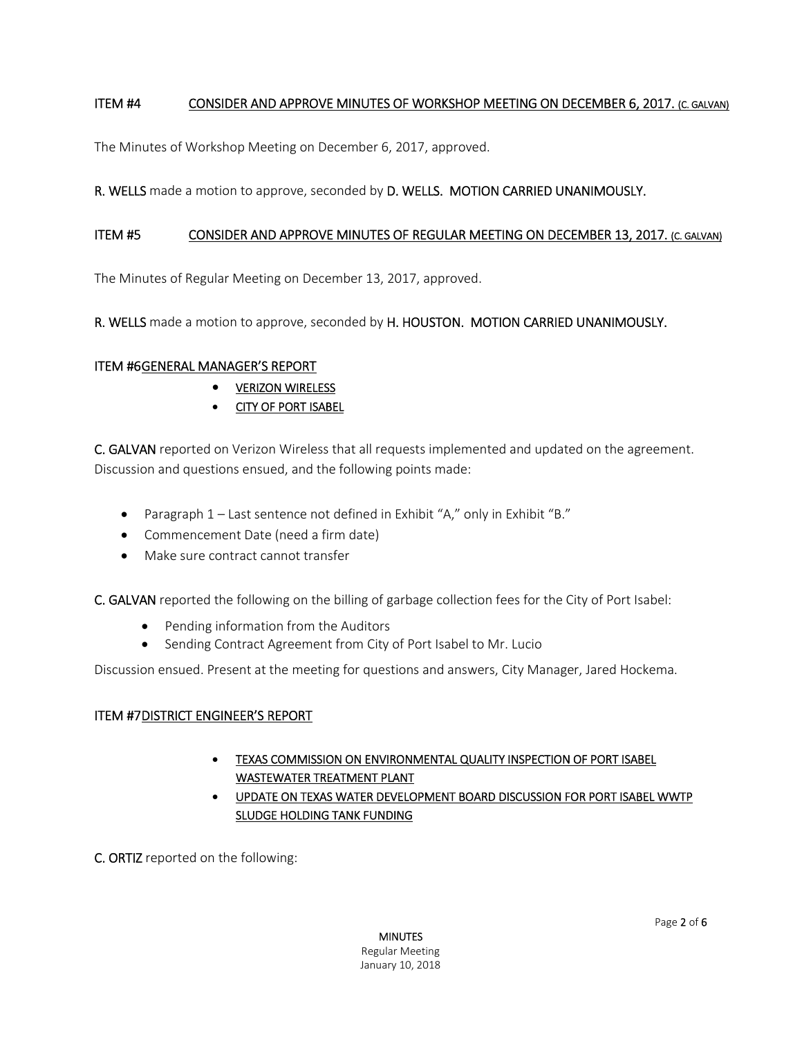**ITEM #4** <u>CONSIDER AND APPROVE MINUTES OF WORKSHOP MEETING ON DECEMBER 6, 2017. (C. GALVAN)</u>

The Minutes of Workshop Meeting on December 6, 2017, approved.

**R. WELLS** made a motion to approve, seconded by **D. WELLS. MOTION CARRIED UNANIMOUSLY.**

**ITEM #5** <u>CONSIDER AND APPROVE MINUTES OF REGULAR MEETING ON DECEMBER 13, 2017. (C. GALVAN)</u>

The Minutes of Regular Meeting on December 13, 2017, approved.

**R. WELLS** made a motion to approve, seconded by **H. HOUSTON. MOTION CARRIED UNANIMOUSLY.**

**ITEM #6**<u>GENERAL MANAGER'S REPORT</u>

- <u>VERIZON WIRELESS</u>
- <u>CITY OF PORT ISABEL</u>

**C. GALVAN** reported on Verizon Wireless that all requests implemented and updated on the agreement. Discussion and questions ensued, and the following points made:

- Paragraph 1 – Last sentence not defined in Exhibit "A," only in Exhibit "B."
- Commencement Date (need a firm date)
- Make sure contract cannot transfer

**C. GALVAN** reported the following on the billing of garbage collection fees for the City of Port Isabel:

- Pending information from the Auditors
- Sending Contract Agreement from City of Port Isabel to Mr. Lucio

Discussion ensued. Present at the meeting for questions and answers, City Manager, Jared Hockema.

**ITEM #7**<u>DISTRICT ENGINEER'S REPORT</u>

- <u>TEXAS COMMISSION ON ENVIRONMENTAL QUALITY INSPECTION OF PORT ISABEL WASTEWATER TREATMENT PLANT</u>
- <u>UPDATE ON TEXAS WATER DEVELOPMENT BOARD DISCUSSION FOR PORT ISABEL WWTP SLUDGE HOLDING TANK FUNDING</u>

**C. ORTIZ** reported on the following: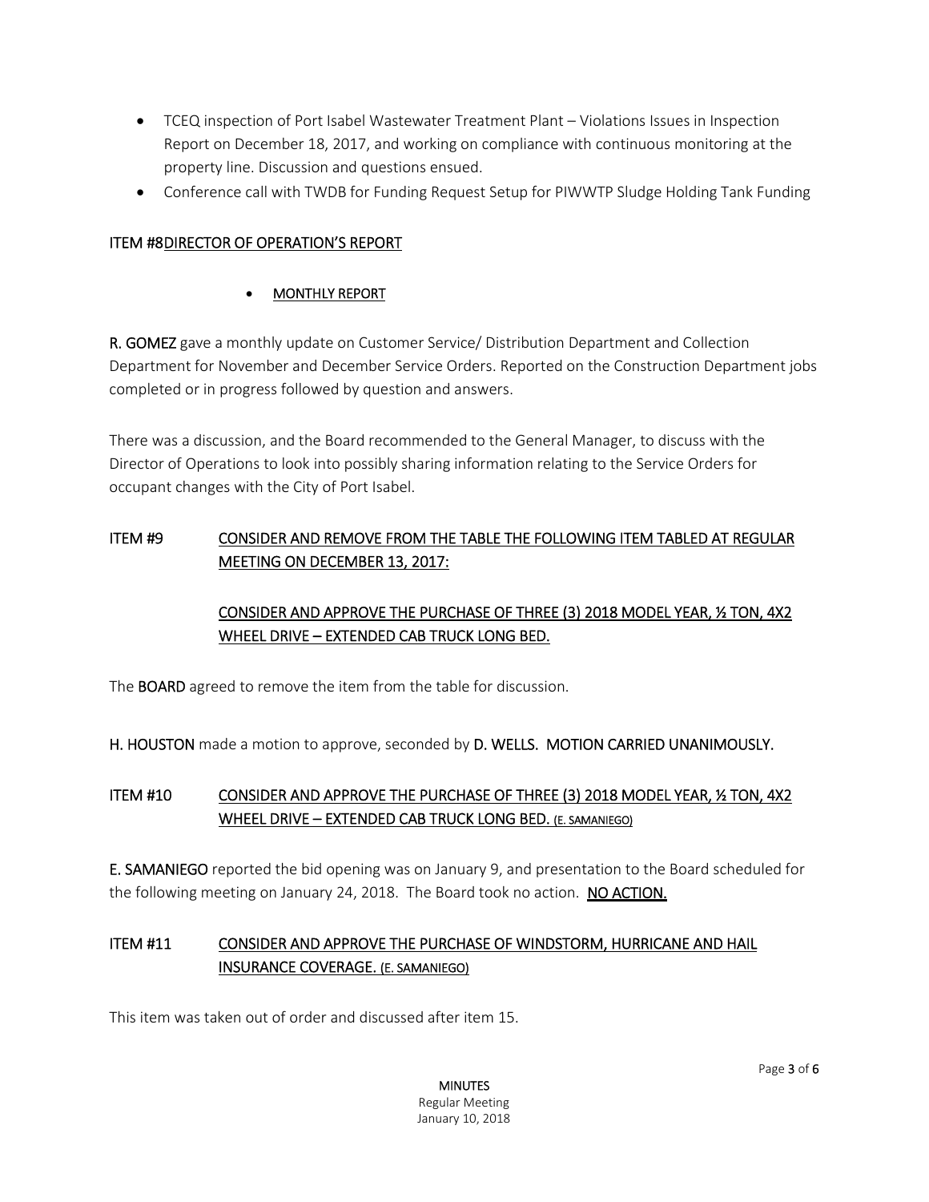- TCEQ inspection of Port Isabel Wastewater Treatment Plant – Violations Issues in Inspection Report on December 18, 2017, and working on compliance with continuous monitoring at the property line. Discussion and questions ensued.
- Conference call with TWDB for Funding Request Setup for PIWWTP Sludge Holding Tank Funding

## ITEM #8 DIRECTOR OF OPERATION'S REPORT

- MONTHLY REPORT

**R. GOMEZ** gave a monthly update on Customer Service/ Distribution Department and Collection Department for November and December Service Orders. Reported on the Construction Department jobs completed or in progress followed by question and answers.

There was a discussion, and the Board recommended to the General Manager, to discuss with the Director of Operations to look into possibly sharing information relating to the Service Orders for occupant changes with the City of Port Isabel.

## ITEM #9 CONSIDER AND REMOVE FROM THE TABLE THE FOLLOWING ITEM TABLED AT REGULAR MEETING ON DECEMBER 13, 2017:

CONSIDER AND APPROVE THE PURCHASE OF THREE (3) 2018 MODEL YEAR, ½ TON, 4X2 WHEEL DRIVE – EXTENDED CAB TRUCK LONG BED.

The **BOARD** agreed to remove the item from the table for discussion.

**H. HOUSTON** made a motion to approve, seconded by **D. WELLS. MOTION CARRIED UNANIMOUSLY.**

## ITEM #10 CONSIDER AND APPROVE THE PURCHASE OF THREE (3) 2018 MODEL YEAR, ½ TON, 4X2 WHEEL DRIVE – EXTENDED CAB TRUCK LONG BED. (E. SAMANIEGO)

**E. SAMANIEGO** reported the bid opening was on January 9, and presentation to the Board scheduled for the following meeting on January 24, 2018. The Board took no action. **NO ACTION.**

## ITEM #11 CONSIDER AND APPROVE THE PURCHASE OF WINDSTORM, HURRICANE AND HAIL INSURANCE COVERAGE. (E. SAMANIEGO)

This item was taken out of order and discussed after item 15.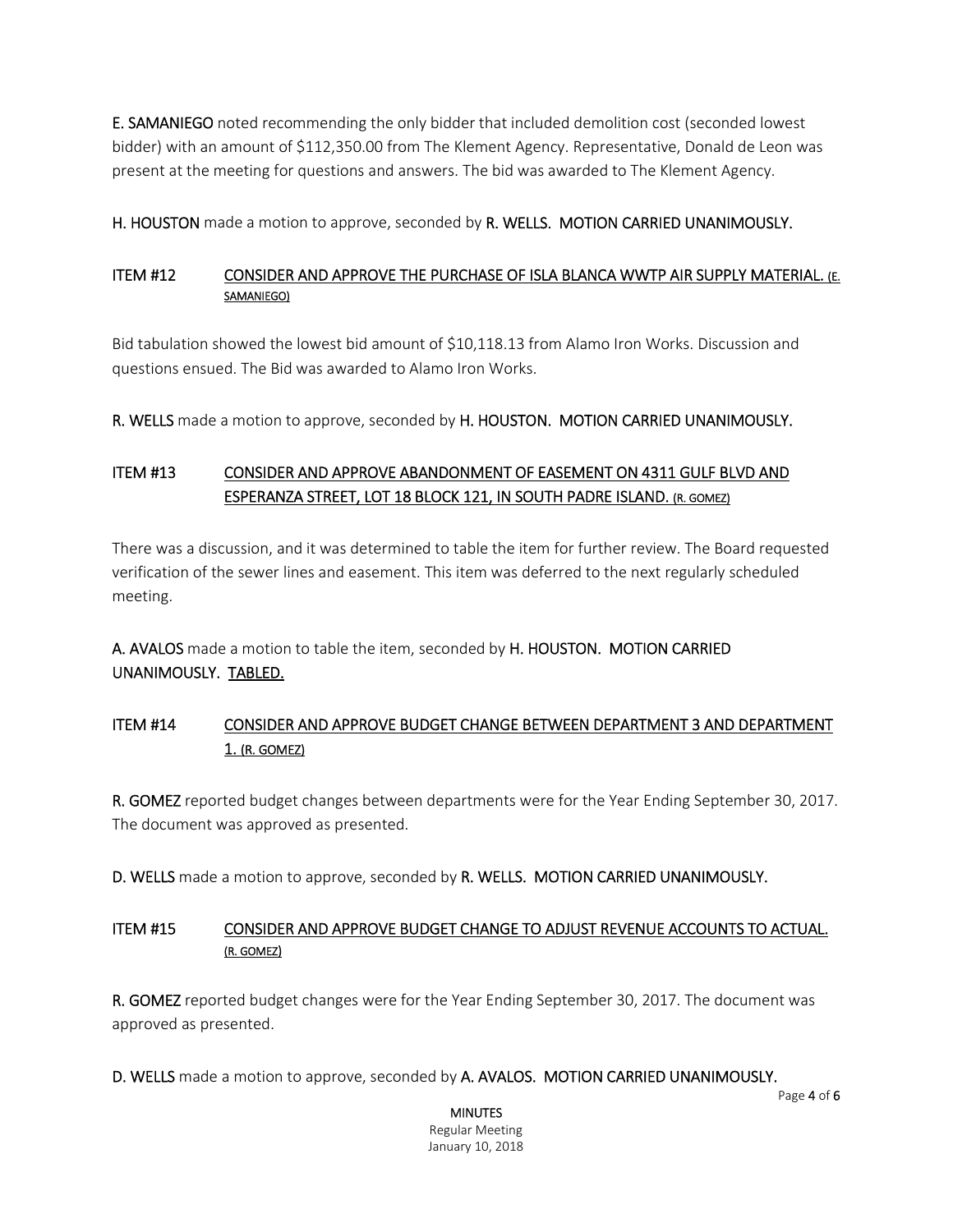**E. SAMANIEGO** noted recommending the only bidder that included demolition cost (seconded lowest bidder) with an amount of $112,350.00 from The Klement Agency. Representative, Donald de Leon was present at the meeting for questions and answers. The bid was awarded to The Klement Agency.

**H. HOUSTON** made a motion to approve, seconded by **R. WELLS. MOTION CARRIED UNANIMOUSLY.**

**ITEM #12** <u>CONSIDER AND APPROVE THE PURCHASE OF ISLA BLANCA WWTP AIR SUPPLY MATERIAL. (E. SAMANIEGO)</u>

Bid tabulation showed the lowest bid amount of $10,118.13 from Alamo Iron Works. Discussion and questions ensued. The Bid was awarded to Alamo Iron Works.

**R. WELLS** made a motion to approve, seconded by **H. HOUSTON. MOTION CARRIED UNANIMOUSLY.**

**ITEM #13** <u>CONSIDER AND APPROVE ABANDONMENT OF EASEMENT ON 4311 GULF BLVD AND ESPERANZA STREET, LOT 18 BLOCK 121, IN SOUTH PADRE ISLAND. (R. GOMEZ)</u>

There was a discussion, and it was determined to table the item for further review. The Board requested verification of the sewer lines and easement. This item was deferred to the next regularly scheduled meeting.

**A. AVALOS** made a motion to table the item, seconded by **H. HOUSTON. MOTION CARRIED UNANIMOUSLY.** <u>TABLED.</u>

**ITEM #14** <u>CONSIDER AND APPROVE BUDGET CHANGE BETWEEN DEPARTMENT 3 AND DEPARTMENT 1. (R. GOMEZ)</u>

**R. GOMEZ** reported budget changes between departments were for the Year Ending September 30, 2017. The document was approved as presented.

**D. WELLS** made a motion to approve, seconded by **R. WELLS. MOTION CARRIED UNANIMOUSLY.**

**ITEM #15** <u>CONSIDER AND APPROVE BUDGET CHANGE TO ADJUST REVENUE ACCOUNTS TO ACTUAL. (R. GOMEZ)</u>

**R. GOMEZ** reported budget changes were for the Year Ending September 30, 2017. The document was approved as presented.

**D. WELLS** made a motion to approve, seconded by **A. AVALOS. MOTION CARRIED UNANIMOUSLY.**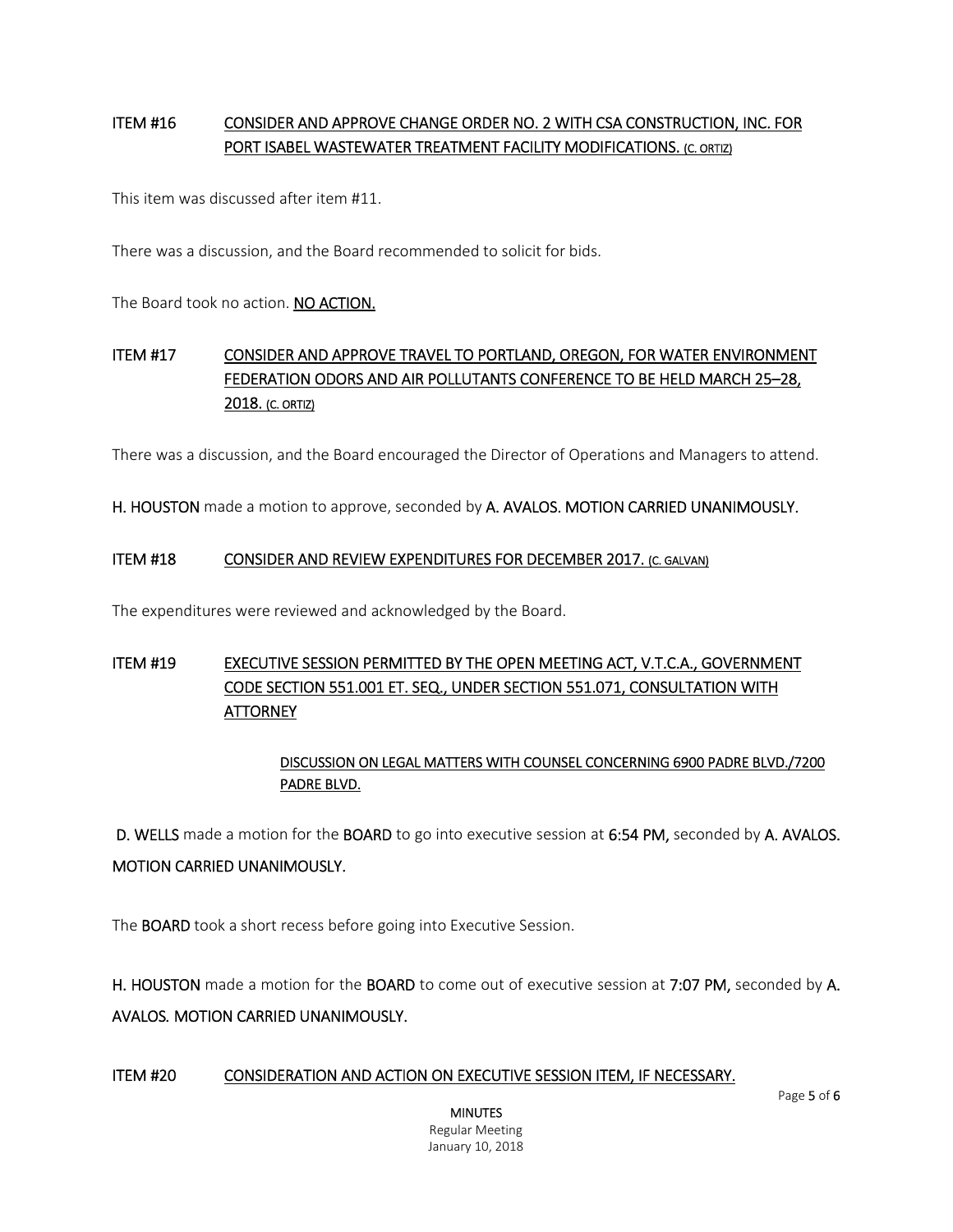**ITEM #16** **CONSIDER AND APPROVE CHANGE ORDER NO. 2 WITH CSA CONSTRUCTION, INC. FOR PORT ISABEL WASTEWATER TREATMENT FACILITY MODIFICATIONS. (C. ORTIZ)**

This item was discussed after item #11.

There was a discussion, and the Board recommended to solicit for bids.

The Board took no action. **NO ACTION.**

**ITEM #17** **CONSIDER AND APPROVE TRAVEL TO PORTLAND, OREGON, FOR WATER ENVIRONMENT FEDERATION ODORS AND AIR POLLUTANTS CONFERENCE TO BE HELD MARCH 25–28, 2018. (C. ORTIZ)**

There was a discussion, and the Board encouraged the Director of Operations and Managers to attend.

**H. HOUSTON** made a motion to approve, seconded by **A. AVALOS. MOTION CARRIED UNANIMOUSLY.**

**ITEM #18** **CONSIDER AND REVIEW EXPENDITURES FOR DECEMBER 2017. (C. GALVAN)**

The expenditures were reviewed and acknowledged by the Board.

**ITEM #19** **EXECUTIVE SESSION PERMITTED BY THE OPEN MEETING ACT, V.T.C.A., GOVERNMENT CODE SECTION 551.001 ET. SEQ., UNDER SECTION 551.071, CONSULTATION WITH ATTORNEY**

DISCUSSION ON LEGAL MATTERS WITH COUNSEL CONCERNING 6900 PADRE BLVD./7200 PADRE BLVD.

**D. WELLS** made a motion for the **BOARD** to go into executive session at **6:54 PM,** seconded by **A. AVALOS. MOTION CARRIED UNANIMOUSLY.**

The **BOARD** took a short recess before going into Executive Session.

**H. HOUSTON** made a motion for the **BOARD** to come out of executive session at **7:07 PM,** seconded by **A. AVALOS. MOTION CARRIED UNANIMOUSLY.**

**ITEM #20** **CONSIDERATION AND ACTION ON EXECUTIVE SESSION ITEM, IF NECESSARY.**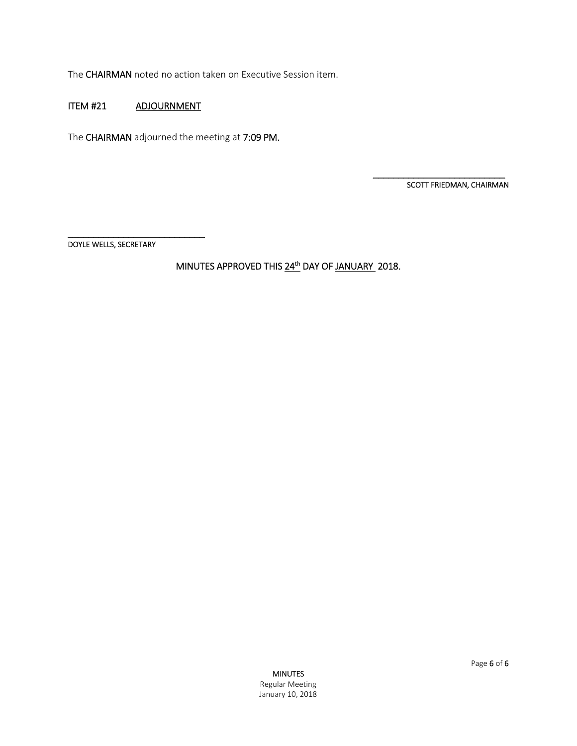The **CHAIRMAN** noted no action taken on Executive Session item.

**ITEM #21** **ADJOURNMENT**

The **CHAIRMAN** adjourned the meeting at **7:09 PM.**

\_\_\_\_\_\_\_\_\_\_\_\_\_\_\_\_\_\_\_\_\_\_\_\_\_\_\_\_\_\_
SCOTT FRIEDMAN, CHAIRMAN

\_\_\_\_\_\_\_\_\_\_\_\_\_\_\_\_\_\_\_\_\_\_\_\_\_\_\_\_\_\_
DOYLE WELLS, SECRETARY

MINUTES APPROVED THIS 24th DAY OF JANUARY 2018.